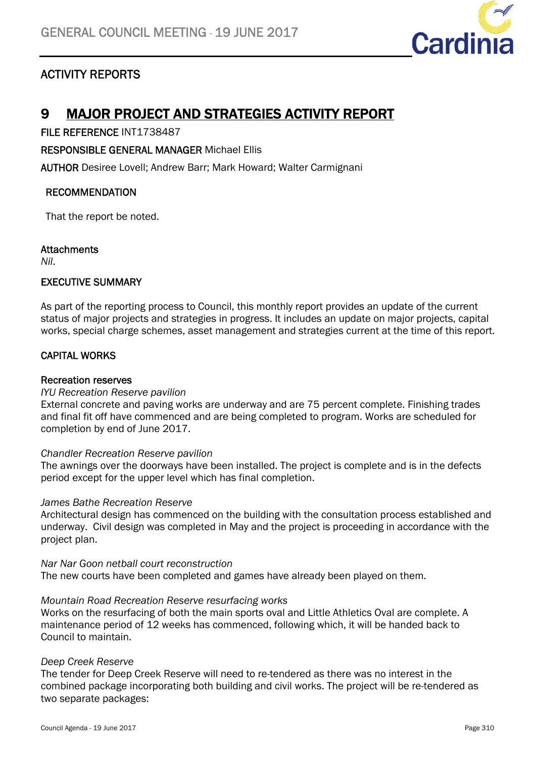## ACTIVITY REPORTS

# 9 MAJOR PROJECT AND STRATEGIES ACTIVITY REPORT

**FILE REFERENCE** INT1738487

**RESPONSIBLE GENERAL MANAGER** Michael Ellis

**AUTHOR** Desiree Lovell; Andrew Barr; Mark Howard; Walter Carmignani

### RECOMMENDATION

That the report be noted.

**Attachments**

*Nil.*

### EXECUTIVE SUMMARY

As part of the reporting process to Council, this monthly report provides an update of the current status of major projects and strategies in progress. It includes an update on major projects, capital works, special charge schemes, asset management and strategies current at the time of this report.

### CAPITAL WORKS

**Recreation reserves**

*IYU Recreation Reserve pavilion*

External concrete and paving works are underway and are 75 percent complete. Finishing trades and final fit off have commenced and are being completed to program. Works are scheduled for completion by end of June 2017.

*Chandler Recreation Reserve pavilion*

The awnings over the doorways have been installed. The project is complete and is in the defects period except for the upper level which has final completion.

*James Bathe Recreation Reserve*

Architectural design has commenced on the building with the consultation process established and underway. Civil design was completed in May and the project is proceeding in accordance with the project plan.

*Nar Nar Goon netball court reconstruction*

The new courts have been completed and games have already been played on them.

*Mountain Road Recreation Reserve resurfacing works*

Works on the resurfacing of both the main sports oval and Little Athletics Oval are complete. A maintenance period of 12 weeks has commenced, following which, it will be handed back to Council to maintain.

*Deep Creek Reserve*

The tender for Deep Creek Reserve will need to re-tendered as there was no interest in the combined package incorporating both building and civil works. The project will be re-tendered as two separate packages: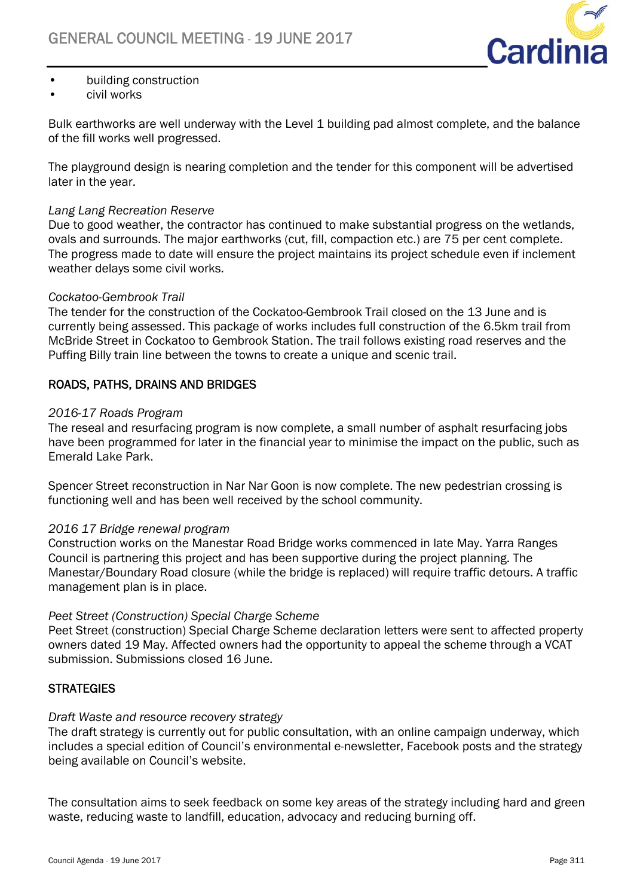- building construction
- civil works

Bulk earthworks are well underway with the Level 1 building pad almost complete, and the balance of the fill works well progressed.

The playground design is nearing completion and the tender for this component will be advertised later in the year.

*Lang Lang Recreation Reserve*
Due to good weather, the contractor has continued to make substantial progress on the wetlands, ovals and surrounds. The major earthworks (cut, fill, compaction etc.) are 75 per cent complete. The progress made to date will ensure the project maintains its project schedule even if inclement weather delays some civil works.

*Cockatoo-Gembrook Trail*
The tender for the construction of the Cockatoo-Gembrook Trail closed on the 13 June and is currently being assessed. This package of works includes full construction of the 6.5km trail from McBride Street in Cockatoo to Gembrook Station. The trail follows existing road reserves and the Puffing Billy train line between the towns to create a unique and scenic trail.

## ROADS, PATHS, DRAINS AND BRIDGES

*2016-17 Roads Program*
The reseal and resurfacing program is now complete, a small number of asphalt resurfacing jobs have been programmed for later in the financial year to minimise the impact on the public, such as Emerald Lake Park.

Spencer Street reconstruction in Nar Nar Goon is now complete. The new pedestrian crossing is functioning well and has been well received by the school community.

*2016 17 Bridge renewal program*
Construction works on the Manestar Road Bridge works commenced in late May. Yarra Ranges Council is partnering this project and has been supportive during the project planning. The Manestar/Boundary Road closure (while the bridge is replaced) will require traffic detours. A traffic management plan is in place.

*Peet Street (Construction) Special Charge Scheme*
Peet Street (construction) Special Charge Scheme declaration letters were sent to affected property owners dated 19 May. Affected owners had the opportunity to appeal the scheme through a VCAT submission. Submissions closed 16 June.

## STRATEGIES

*Draft Waste and resource recovery strategy*
The draft strategy is currently out for public consultation, with an online campaign underway, which includes a special edition of Council's environmental e-newsletter, Facebook posts and the strategy being available on Council's website.

The consultation aims to seek feedback on some key areas of the strategy including hard and green waste, reducing waste to landfill, education, advocacy and reducing burning off.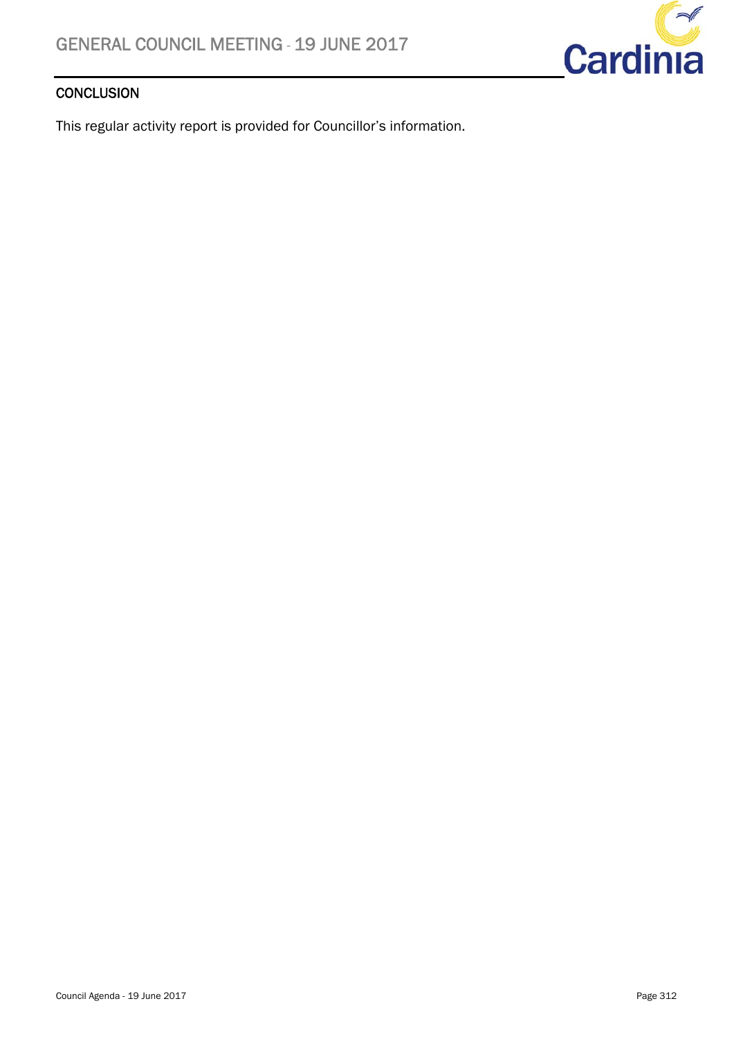## CONCLUSION

This regular activity report is provided for Councillor's information.